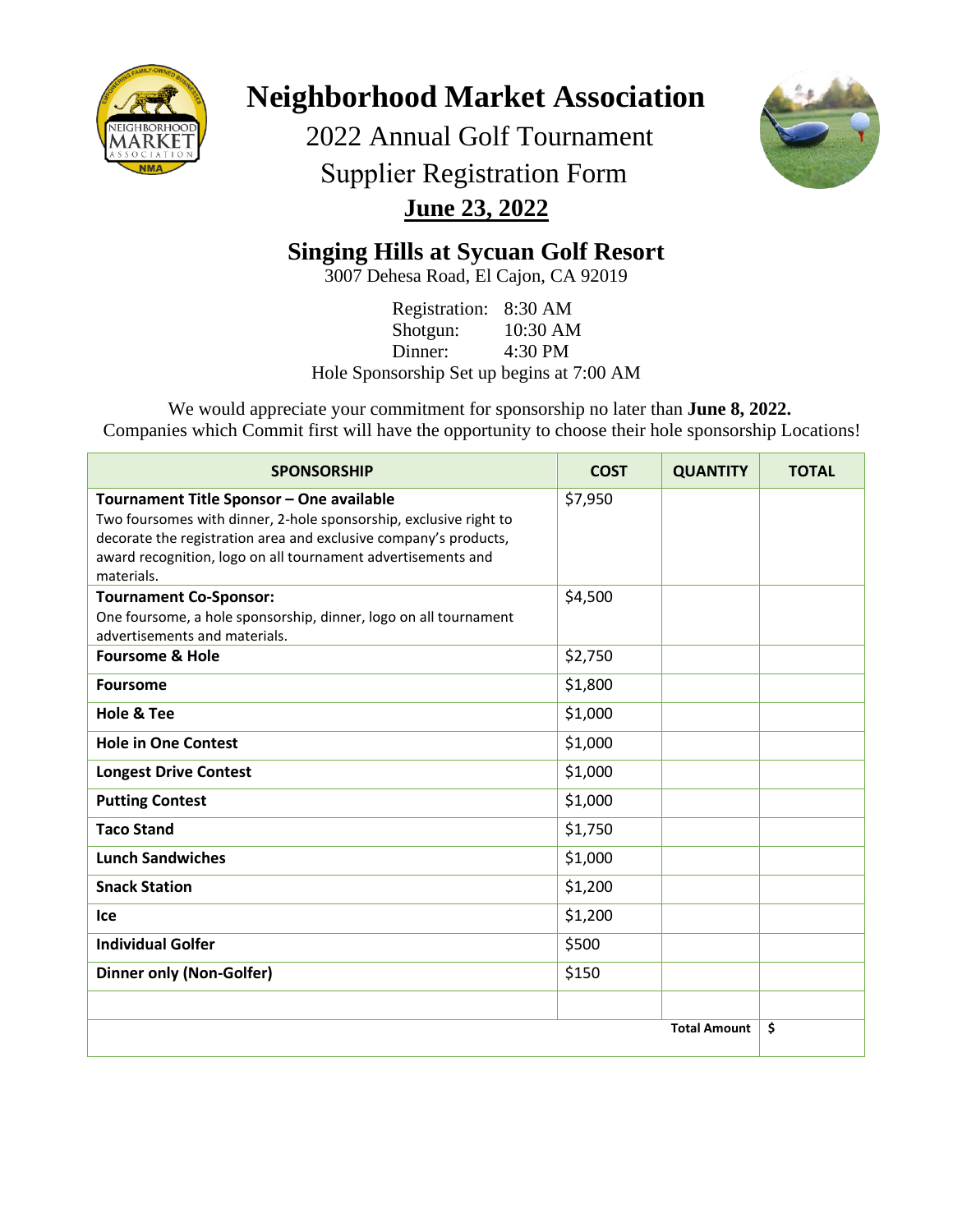# Neighborhood Market Association

## 2022 Annual Golf Tournament

## Supplier Registration Form

## June 23, 2022

## Singing Hills at Sycuan Golf Resort

3007 Dehesa Road, El Cajon, CA 92019

Registration: 8:30 AM
Shotgun: 10:30 AM
Dinner: 4:30 PM
Hole Sponsorship Set up begins at 7:00 AM

We would appreciate your commitment for sponsorship no later than **June 8, 2022.**
Companies which Commit first will have the opportunity to choose their hole sponsorship Locations!

| SPONSORSHIP | COST | QUANTITY | TOTAL |
|---|---|---|---|
| **Tournament Title Sponsor – One available**<br>Two foursomes with dinner, 2-hole sponsorship, exclusive right to decorate the registration area and exclusive company's products, award recognition, logo on all tournament advertisements and materials. | $7,950 | | |
| **Tournament Co-Sponsor:**<br>One foursome, a hole sponsorship, dinner, logo on all tournament advertisements and materials. | $4,500 | | |
| **Foursome & Hole** | $2,750 | | |
| **Foursome** | $1,800 | | |
| **Hole & Tee** | $1,000 | | |
| **Hole in One Contest** | $1,000 | | |
| **Longest Drive Contest** | $1,000 | | |
| **Putting Contest** | $1,000 | | |
| **Taco Stand** | $1,750 | | |
| **Lunch Sandwiches** | $1,000 | | |
| **Snack Station** | $1,200 | | |
| **Ice** | $1,200 | | |
| **Individual Golfer** | $500 | | |
| **Dinner only (Non-Golfer)** | $150 | | |
| | | | |
| | | **Total Amount** | **$** |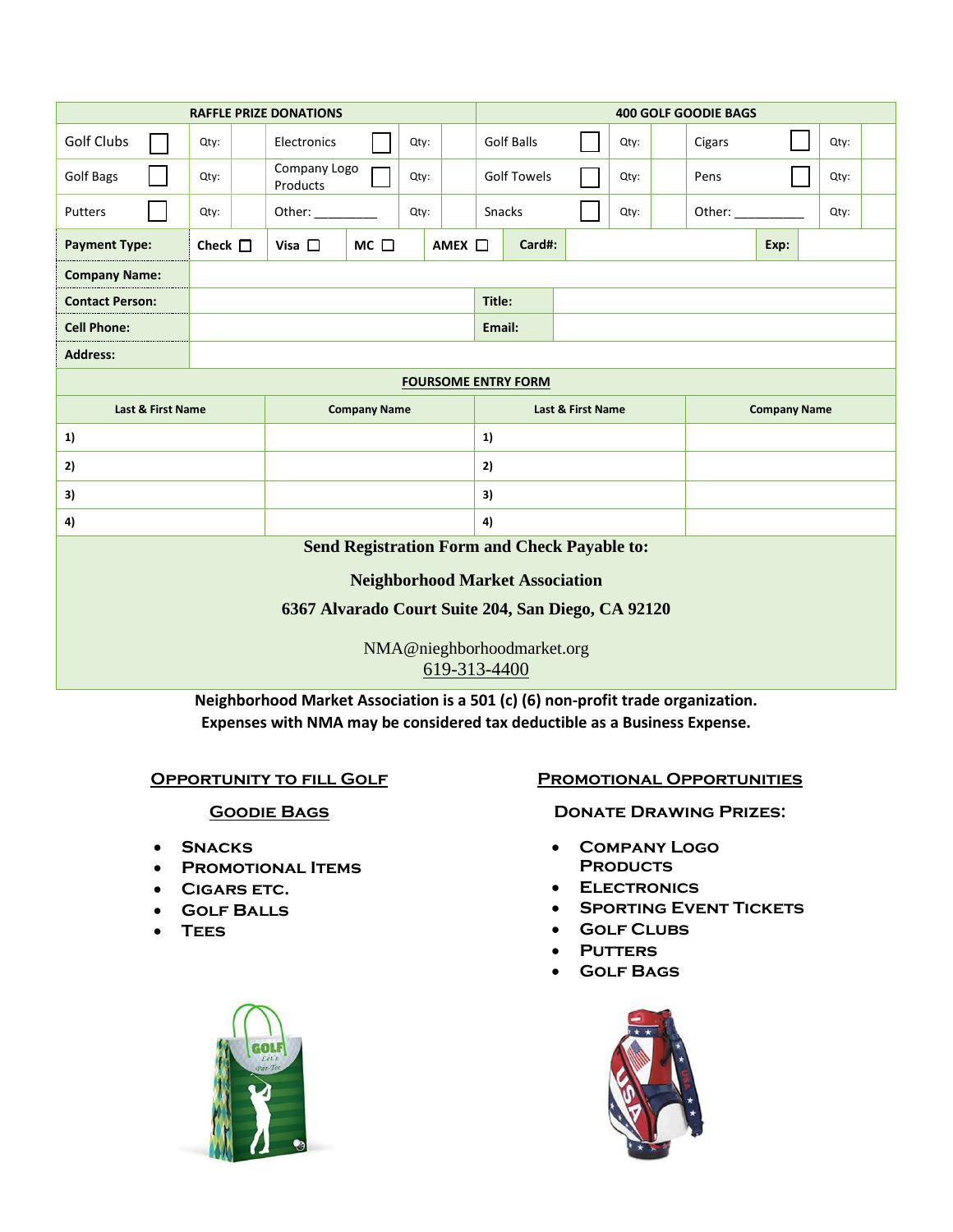| RAFFLE PRIZE DONATIONS | | | | | | 400 GOLF GOODIE BAGS | | | | | |
|---|---|---|---|---|---|---|---|---|---|---|---|
| Golf Clubs ☐ | Qty: | | Electronics ☐ | Qty: | | Golf Balls ☐ | Qty: | | Cigars ☐ | Qty: | |
| Golf Bags ☐ | Qty: | | Company Logo Products ☐ | Qty: | | Golf Towels ☐ | Qty: | | Pens ☐ | Qty: | |
| Putters ☐ | Qty: | | Other: _________ | Qty: | | Snacks ☐ | Qty: | | Other: _________ | Qty: | |

| | | | | | | | |
|---|---|---|---|---|---|---|---|
| **Payment Type:** | **Check** ☐ | **Visa** ☐ | **MC** ☐ | **AMEX** ☐ | **Card#:** | | **Exp:** |
| **Company Name:** | | | | | | | |
| **Contact Person:** | | | | **Title:** | | | |
| **Cell Phone:** | | | | **Email:** | | | |
| **Address:** | | | | | | | |

**FOURSOME ENTRY FORM**

| Last & First Name | Company Name | Last & First Name | Company Name |
|---|---|---|---|
| 1) | | 1) | |
| 2) | | 2) | |
| 3) | | 3) | |
| 4) | | 4) | |

**Send Registration Form and Check Payable to:**

**Neighborhood Market Association**

**6367 Alvarado Court Suite 204, San Diego, CA 92120**

NMA@nieghborhoodmarket.org
619-313-4400

**Neighborhood Market Association is a 501 (c) (6) non-profit trade organization.**
**Expenses with NMA may be considered tax deductible as a Business Expense.**

## Opportunity to Fill Golf Goodie Bags

- Snacks
- Promotional Items
- Cigars etc.
- Golf Balls
- Tees

## Promotional Opportunities

### Donate Drawing Prizes:

- Company Logo Products
- Electronics
- Sporting Event Tickets
- Golf Clubs
- Putters
- Golf Bags